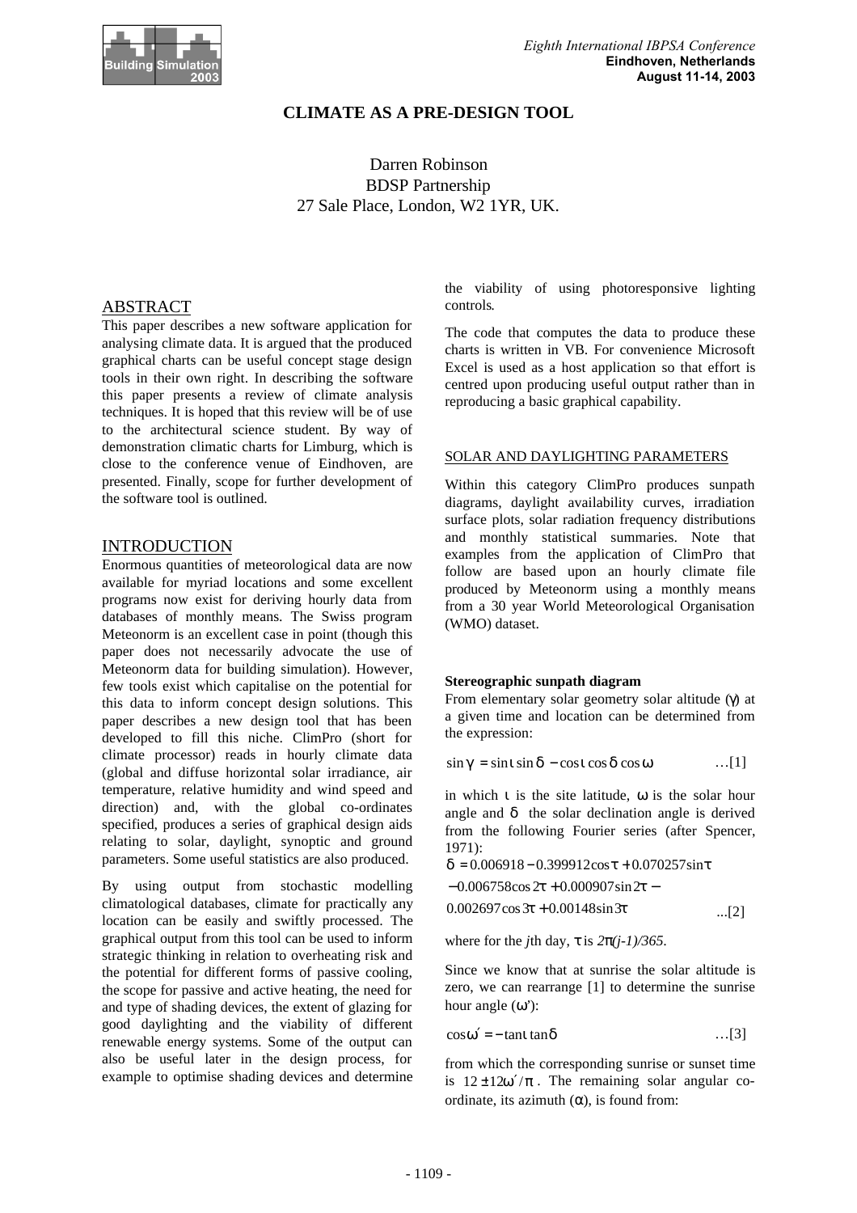# CLIMATE AS A PRE-DESIGN TOOL

Darren Robinson
BDSP Partnership
27 Sale Place, London, W2 1YR, UK.

## ABSTRACT

This paper describes a new software application for analysing climate data. It is argued that the produced graphical charts can be useful concept stage design tools in their own right. In describing the software this paper presents a review of climate analysis techniques. It is hoped that this review will be of use to the architectural science student. By way of demonstration climatic charts for Limburg, which is close to the conference venue of Eindhoven, are presented. Finally, scope for further development of the software tool is outlined.

## INTRODUCTION

Enormous quantities of meteorological data are now available for myriad locations and some excellent programs now exist for deriving hourly data from databases of monthly means. The Swiss program Meteonorm is an excellent case in point (though this paper does not necessarily advocate the use of Meteonorm data for building simulation). However, few tools exist which capitalise on the potential for this data to inform concept design solutions. This paper describes a new design tool that has been developed to fill this niche. ClimPro (short for climate processor) reads in hourly climate data (global and diffuse horizontal solar irradiance, air temperature, relative humidity and wind speed and direction) and, with the global co-ordinates specified, produces a series of graphical design aids relating to solar, daylight, synoptic and ground parameters. Some useful statistics are also produced.

By using output from stochastic modelling climatological databases, climate for practically any location can be easily and swiftly processed. The graphical output from this tool can be used to inform strategic thinking in relation to overheating risk and the potential for different forms of passive cooling, the scope for passive and active heating, the need for and type of shading devices, the extent of glazing for good daylighting and the viability of different renewable energy systems. Some of the output can also be useful later in the design process, for example to optimise shading devices and determine the viability of using photoresponsive lighting controls.

The code that computes the data to produce these charts is written in VB. For convenience Microsoft Excel is used as a host application so that effort is centred upon producing useful output rather than in reproducing a basic graphical capability.

## SOLAR AND DAYLIGHTING PARAMETERS

Within this category ClimPro produces sunpath diagrams, daylight availability curves, irradiation surface plots, solar radiation frequency distributions and monthly statistical summaries. Note that examples from the application of ClimPro that follow are based upon an hourly climate file produced by Meteonorm using a monthly means from a 30 year World Meteorological Organisation (WMO) dataset.

### Stereographic sunpath diagram

From elementary solar geometry solar altitude ($\gamma$) at a given time and location can be determined from the expression:

$$\sin\gamma = \sin\iota\sin\delta - \cos\iota\cos\delta\cos\omega \qquad \ldots[1]$$

in which $\iota$ is the site latitude, $\omega$ is the solar hour angle and $\delta$ the solar declination angle is derived from the following Fourier series (after Spencer, 1971):

$$\delta = 0.006918 - 0.399912\cos\tau + 0.070257\sin\tau$$
$$-0.006758\cos 2\tau + 0.000907\sin 2\tau -$$
$$0.002697\cos 3\tau + 0.00148\sin 3\tau \qquad \ldots[2]$$

where for the *j*th day, $\tau$ is $2\pi(j-1)/365$.

Since we know that at sunrise the solar altitude is zero, we can rearrange [1] to determine the sunrise hour angle ($\omega'$):

$$\cos\omega' = -\tan\iota\tan\delta \qquad \ldots[3]$$

from which the corresponding sunrise or sunset time is $12 \pm 12\omega'/\pi$. The remaining solar angular co-ordinate, its azimuth ($\alpha$), is found from: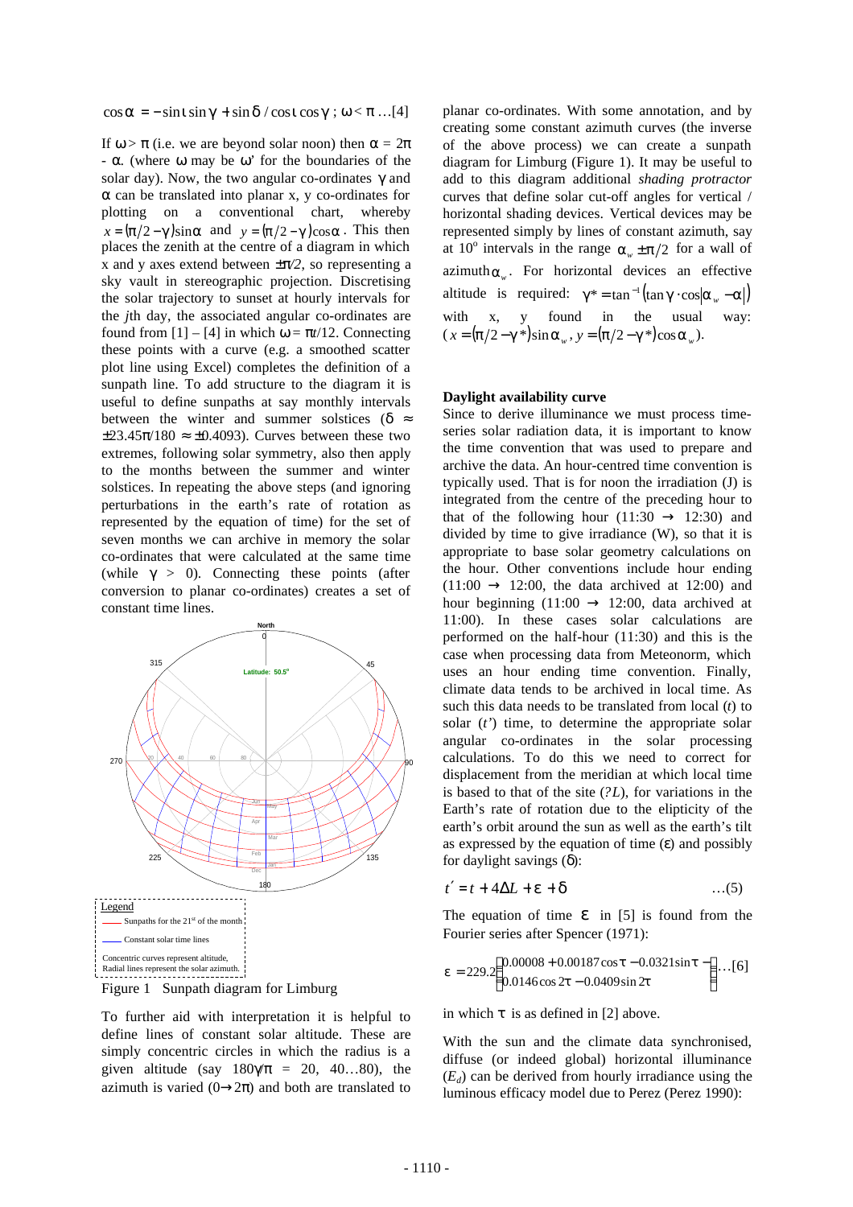$$\cos\alpha = -\sin\iota\sin\gamma + \sin\delta / \cos\iota\cos\gamma\ ;\ \omega < \pi \ldots[4]$$

If $\omega > \pi$ (i.e. we are beyond solar noon) then $\alpha = 2\pi - \alpha$. (where $\omega$ may be $\omega'$ for the boundaries of the solar day). Now, the two angular co-ordinates $\gamma$ and $\alpha$ can be translated into planar x, y co-ordinates for plotting on a conventional chart, whereby $x = (\pi/2 - \gamma)\sin\alpha$ and $y = (\pi/2 - \gamma)\cos\alpha$. This then places the zenith at the centre of a diagram in which x and y axes extend between $\pm\pi/2$, so representing a sky vault in stereographic projection. Discretising the solar trajectory to sunset at hourly intervals for the *j*th day, the associated angular co-ordinates are found from [1] – [4] in which $\omega = \pi t/12$. Connecting these points with a curve (e.g. a smoothed scatter plot line using Excel) completes the definition of a sunpath line. To add structure to the diagram it is useful to define sunpaths at say monthly intervals between the winter and summer solstices ($\delta \approx \pm 23.45\pi/180 \approx \pm 0.4093$). Curves between these two extremes, following solar symmetry, also then apply to the months between the summer and winter solstices. In repeating the above steps (and ignoring perturbations in the earth's rate of rotation as represented by the equation of time) for the set of seven months we can archive in memory the solar co-ordinates that were calculated at the same time (while $\gamma > 0$). Connecting these points (after conversion to planar co-ordinates) creates a set of constant time lines.

Legend
Sunpaths for the 21st of the month
Constant solar time lines
Concentric curves represent altitude,
Radial lines represent the solar azimuth.

Figure 1 Sunpath diagram for Limburg

To further aid with interpretation it is helpful to define lines of constant solar altitude. These are simply concentric circles in which the radius is a given altitude (say $180\gamma/\pi$ = 20, 40…80), the azimuth is varied ($0 \rightarrow 2\pi$) and both are translated to planar co-ordinates. With some annotation, and by creating some constant azimuth curves (the inverse of the above process) we can create a sunpath diagram for Limburg (Figure 1). It may be useful to add to this diagram additional *shading protractor* curves that define solar cut-off angles for vertical / horizontal shading devices. Vertical devices may be represented simply by lines of constant azimuth, say at 10° intervals in the range $\alpha_w \pm \pi/2$ for a wall of azimuth $\alpha_w$. For horizontal devices an effective altitude is required: $\gamma^* = \tan^{-1}\left(\tan\gamma \cdot \cos\left|\alpha_w - \alpha\right|\right)$ with x, y found in the usual way: ($x = (\pi/2 - \gamma^*)\sin\alpha_w$, $y = (\pi/2 - \gamma^*)\cos\alpha_w$).

## Daylight availability curve

Since to derive illuminance we must process time-series solar radiation data, it is important to know the time convention that was used to prepare and archive the data. An hour-centred time convention is typically used. That is for noon the irradiation (J) is integrated from the centre of the preceding hour to that of the following hour (11:30 → 12:30) and divided by time to give irradiance (W), so that it is appropriate to base solar geometry calculations on the hour. Other conventions include hour ending (11:00 → 12:00, the data archived at 12:00) and hour beginning (11:00 → 12:00, data archived at 11:00). In these cases solar calculations are performed on the half-hour (11:30) and this is the case when processing data from Meteonorm, which uses an hour ending time convention. Finally, climate data tends to be archived in local time. As such this data needs to be translated from local ($t$) to solar ($t'$) time, to determine the appropriate solar angular co-ordinates in the solar processing calculations. To do this we need to correct for displacement from the meridian at which local time is based to that of the site ($?L$), for variations in the Earth's rate of rotation due to the elipticity of the earth's orbit around the sun as well as the earth's tilt as expressed by the equation of time ($\varepsilon$) and possibly for daylight savings ($\delta$):

$$t' = t + 4\Delta L + \varepsilon + \delta \qquad \ldots(5)$$

The equation of time $\varepsilon$ in [5] is found from the Fourier series after Spencer (1971):

$$\varepsilon = 229.2\begin{pmatrix} 0.00008 + 0.00187\cos\tau - 0.0321\sin\tau - \\ 0.0146\cos 2\tau - 0.0409\sin 2\tau \end{pmatrix} \ldots[6]$$

in which $\tau$ is as defined in [2] above.

With the sun and the climate data synchronised, diffuse (or indeed global) horizontal illuminance ($E_d$) can be derived from hourly irradiance using the luminous efficacy model due to Perez (Perez 1990):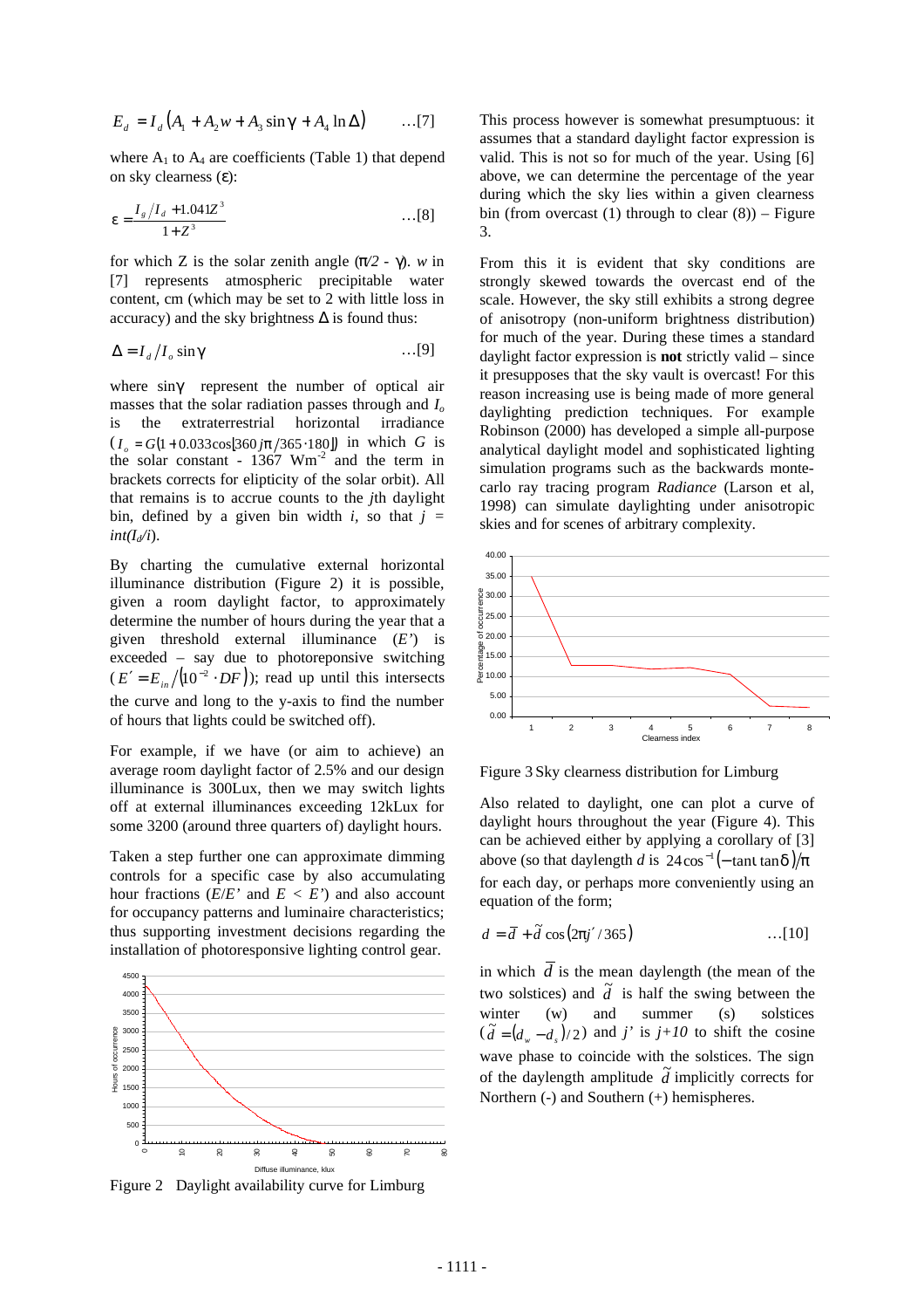$$E_d = I_d\left(A_1 + A_2 w + A_3 \sin\gamma + A_4 \ln\Delta\right) \qquad \ldots[7]$$

where $A_1$ to $A_4$ are coefficients (Table 1) that depend on sky clearness ($\varepsilon$):

$$\varepsilon = \frac{I_g/I_d + 1.041Z^3}{1+Z^3} \qquad \ldots[8]$$

for which Z is the solar zenith angle ($\pi/2 - \gamma$). *w* in [7] represents atmospheric precipitable water content, cm (which may be set to 2 with little loss in accuracy) and the sky brightness $\Delta$ is found thus:

$$\Delta = I_d / I_o \sin\gamma \qquad \ldots[9]$$

where $\sin\gamma$ represent the number of optical air masses that the solar radiation passes through and $I_o$ is the extraterrestrial horizontal irradiance ($I_o = G(1+0.033\cos[360 j\pi/365 \cdot 180])$ in which *G* is the solar constant - 1367 $Wm^{-2}$ and the term in brackets corrects for elipticity of the solar orbit). All that remains is to accrue counts to the *j*th daylight bin, defined by a given bin width *i*, so that $j = int(I_d/i)$.

By charting the cumulative external horizontal illuminance distribution (Figure 2) it is possible, given a room daylight factor, to approximately determine the number of hours during the year that a given threshold external illuminance (*E'*) is exceeded – say due to photoreponsive switching ($E' = E_{in}/(10^{-2} \cdot DF)$); read up until this intersects the curve and long to the y-axis to find the number of hours that lights could be switched off).

For example, if we have (or aim to achieve) an average room daylight factor of 2.5% and our design illuminance is 300Lux, then we may switch lights off at external illuminances exceeding 12kLux for some 3200 (around three quarters of) daylight hours.

Taken a step further one can approximate dimming controls for a specific case by also accumulating hour fractions (*E*/*E'* and *E* < *E'*) and also account for occupancy patterns and luminaire characteristics; thus supporting investment decisions regarding the installation of photoresponsive lighting control gear.

Figure 2 Daylight availability curve for Limburg

This process however is somewhat presumptuous: it assumes that a standard daylight factor expression is valid. This is not so for much of the year. Using [6] above, we can determine the percentage of the year during which the sky lies within a given clearness bin (from overcast (1) through to clear (8)) – Figure 3.

From this it is evident that sky conditions are strongly skewed towards the overcast end of the scale. However, the sky still exhibits a strong degree of anisotropy (non-uniform brightness distribution) for much of the year. During these times a standard daylight factor expression is **not** strictly valid – since it presupposes that the sky vault is overcast! For this reason increasing use is being made of more general daylighting prediction techniques. For example Robinson (2000) has developed a simple all-purpose analytical daylight model and sophisticated lighting simulation programs such as the backwards monte-carlo ray tracing program *Radiance* (Larson et al, 1998) can simulate daylighting under anisotropic skies and for scenes of arbitrary complexity.

Figure 3 Sky clearness distribution for Limburg

Also related to daylight, one can plot a curve of daylight hours throughout the year (Figure 4). This can be achieved either by applying a corollary of [3] above (so that daylength *d* is $24\cos^{-1}(-\tan\iota\tan\delta)/\pi$ for each day, or perhaps more conveniently using an equation of the form;

$$d = \bar{d} + \tilde{d}\cos(2\pi j'/365) \qquad \ldots[10]$$

in which $\bar{d}$ is the mean daylength (the mean of the two solstices) and $\tilde{d}$ is half the swing between the winter (w) and summer (s) solstices ($\tilde{d} = (d_w - d_s)/2$) and *j'* is *j+10* to shift the cosine wave phase to coincide with the solstices. The sign of the daylength amplitude $\tilde{d}$ implicitly corrects for Northern (-) and Southern (+) hemispheres.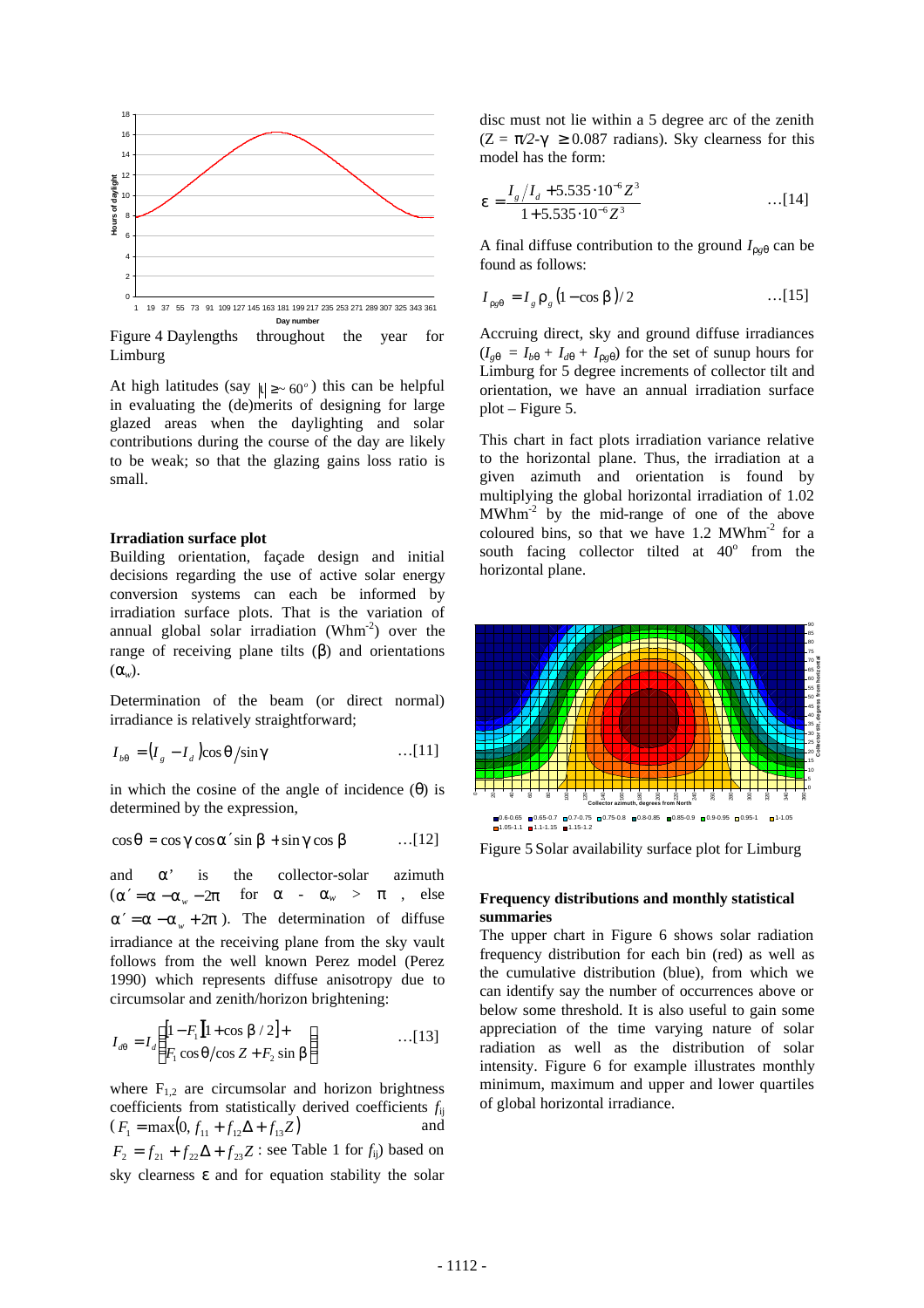Figure 4 Daylengths throughout the year for Limburg

At high latitudes (say $|\iota| \geq \sim 60^o$) this can be helpful in evaluating the (de)merits of designing for large glazed areas when the daylighting and solar contributions during the course of the day are likely to be weak; so that the glazing gains loss ratio is small.

**Irradiation surface plot**

Building orientation, façade design and initial decisions regarding the use of active solar energy conversion systems can each be informed by irradiation surface plots. That is the variation of annual global solar irradiation (Whm$^{-2}$) over the range of receiving plane tilts ($\beta$) and orientations ($\alpha_w$).

Determination of the beam (or direct normal) irradiance is relatively straightforward;

$$I_{b\theta} = (I_g - I_d)\cos\theta / \sin\gamma \qquad \text{...[11]}$$

in which the cosine of the angle of incidence ($\theta$) is determined by the expression,

$$\cos\theta = \cos\gamma\cos\alpha'\sin\beta + \sin\gamma\cos\beta \qquad \text{...[12]}$$

and $\alpha'$ is the collector-solar azimuth ($\alpha' = \alpha - \alpha_w - 2\pi$ for $\alpha - \alpha_w > \pi$, else $\alpha' = \alpha - \alpha_w + 2\pi$). The determination of diffuse irradiance at the receiving plane from the sky vault follows from the well known Perez model (Perez 1990) which represents diffuse anisotropy due to circumsolar and zenith/horizon brightening:

$$I_{d\theta} = I_d \left\{ \begin{matrix} [1 - F_1][1 + \cos\beta / 2] + \\ F_1 \cos\theta / \cos Z + F_2 \sin\beta \end{matrix} \right\} \qquad \text{...[13]}$$

where $F_{1,2}$ are circumsolar and horizon brightness coefficients from statistically derived coefficients $f_{ij}$ ($F_1 = \max(0, f_{11} + f_{12}\Delta + f_{13}Z)$ and $F_2 = f_{21} + f_{22}\Delta + f_{23}Z$ : see Table 1 for $f_{ij}$) based on sky clearness $\varepsilon$ and for equation stability the solar disc must not lie within a 5 degree arc of the zenith ($Z = \pi/2 - \gamma \geq 0.087$ radians). Sky clearness for this model has the form:

$$\varepsilon = \frac{I_g / I_d + 5.535 \cdot 10^{-6} Z^3}{1 + 5.535 \cdot 10^{-6} Z^3} \qquad \text{...[14]}$$

A final diffuse contribution to the ground $I_{\rho g\theta}$ can be found as follows:

$$I_{\rho g\theta} = I_g \rho_g (1 - \cos\beta)/2 \qquad \text{...[15]}$$

Accruing direct, sky and ground diffuse irradiances ($I_{g\theta} = I_{b\theta} + I_{d\theta} + I_{\rho g\theta}$) for the set of sunup hours for Limburg for 5 degree increments of collector tilt and orientation, we have an annual irradiation surface plot – Figure 5.

This chart in fact plots irradiation variance relative to the horizontal plane. Thus, the irradiation at a given azimuth and orientation is found by multiplying the global horizontal irradiation of 1.02 MWhm$^{-2}$ by the mid-range of one of the above coloured bins, so that we have 1.2 MWhm$^{-2}$ for a south facing collector tilted at 40$^o$ from the horizontal plane.

Figure 5 Solar availability surface plot for Limburg

**Frequency distributions and monthly statistical summaries**

The upper chart in Figure 6 shows solar radiation frequency distribution for each bin (red) as well as the cumulative distribution (blue), from which we can identify say the number of occurrences above or below some threshold. It is also useful to gain some appreciation of the time varying nature of solar radiation as well as the distribution of solar intensity. Figure 6 for example illustrates monthly minimum, maximum and upper and lower quartiles of global horizontal irradiance.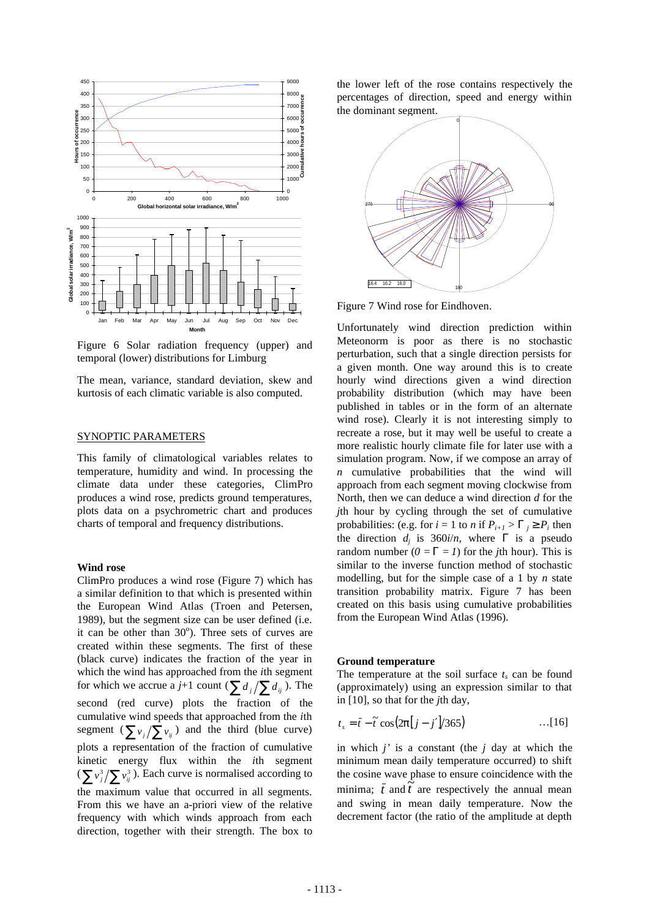Figure 6 Solar radiation frequency (upper) and temporal (lower) distributions for Limburg

The mean, variance, standard deviation, skew and kurtosis of each climatic variable is also computed.

## SYNOPTIC PARAMETERS

This family of climatological variables relates to temperature, humidity and wind. In processing the climate data under these categories, ClimPro produces a wind rose, predicts ground temperatures, plots data on a psychrometric chart and produces charts of temporal and frequency distributions.

### Wind rose

ClimPro produces a wind rose (Figure 7) which has a similar definition to that which is presented within the European Wind Atlas (Troen and Petersen, 1989), but the segment size can be user defined (i.e. it can be other than 30°). Three sets of curves are created within these segments. The first of these (black curve) indicates the fraction of the year in which the wind has approached from the *i*th segment for which we accrue a *j*+1 count ($\sum d_j / \sum d_{ij}$). The second (red curve) plots the fraction of the cumulative wind speeds that approached from the *i*th segment ($\sum v_j / \sum v_{ij}$) and the third (blue curve) plots a representation of the fraction of cumulative kinetic energy flux within the *i*th segment ($\sum v_j^3 / \sum v_{ij}^3$). Each curve is normalised according to the maximum value that occurred in all segments. From this we have an a-priori view of the relative frequency with which winds approach from each direction, together with their strength. The box to the lower left of the rose contains respectively the percentages of direction, speed and energy within the dominant segment.

Figure 7 Wind rose for Eindhoven.

Unfortunately wind direction prediction within Meteonorm is poor as there is no stochastic perturbation, such that a single direction persists for a given month. One way around this is to create hourly wind directions given a wind direction probability distribution (which may have been published in tables or in the form of an alternate wind rose). Clearly it is not interesting simply to recreate a rose, but it may well be useful to create a more realistic hourly climate file for later use with a simulation program. Now, if we compose an array of *n* cumulative probabilities that the wind will approach from each segment moving clockwise from North, then we can deduce a wind direction *d* for the *j*th hour by cycling through the set of cumulative probabilities: (e.g. for *i* = 1 to *n* if $P_{i+1} > \Gamma_j \geq P_i$ then the direction $d_j$ is $360i/n$, where $\Gamma$ is a pseudo random number ($0 = \Gamma = 1$) for the *j*th hour). This is similar to the inverse function method of stochastic modelling, but for the simple case of a 1 by *n* state transition probability matrix. Figure 7 has been created on this basis using cumulative probabilities from the European Wind Atlas (1996).

### Ground temperature

The temperature at the soil surface $t_s$ can be found (approximately) using an expression similar to that in [10], so that for the *j*th day,

$$t_s = \bar{t} - \tilde{t}\cos(2\pi[j - j']/365) \qquad \ldots[16]$$

in which *j'* is a constant (the *j* day at which the minimum mean daily temperature occurred) to shift the cosine wave phase to ensure coincidence with the minima; $\bar{t}$ and $\tilde{t}$ are respectively the annual mean and swing in mean daily temperature. Now the decrement factor (the ratio of the amplitude at depth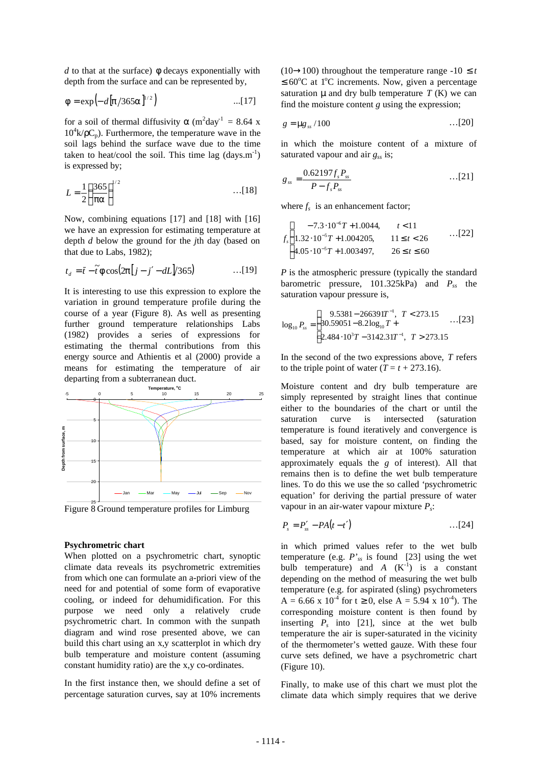$d$ to that at the surface) $\phi$ decays exponentially with depth from the surface and can be represented by,

$$\phi = \exp\left(-d\left[\pi/365\alpha\right]^{1/2}\right) \qquad ...[17]$$

for a soil of thermal diffusivity $\alpha$ ($m^2 day^{-1}$ = 8.64 x $10^4 k/\rho C_p$). Furthermore, the temperature wave in the soil lags behind the surface wave due to the time taken to heat/cool the soil. This time lag (days.$m^{-1}$) is expressed by;

$$L = \frac{1}{2}\left(\frac{365}{\pi\alpha}\right)^{1/2} \qquad ...[18]$$

Now, combining equations [17] and [18] with [16] we have an expression for estimating temperature at depth $d$ below the ground for the $j$th day (based on that due to Labs, 1982);

$$t_d = \bar{t} - \tilde{t}\phi\cos\left(2\pi\left[j - j' - dL\right]/365\right) \qquad ...[19]$$

It is interesting to use this expression to explore the variation in ground temperature profile during the course of a year (Figure 8). As well as presenting further ground temperature relationships Labs (1982) provides a series of expressions for estimating the thermal contributions from this energy source and Athientis et al (2000) provide a means for estimating the temperature of air departing from a subterranean duct.

Figure 8 Ground temperature profiles for Limburg

## Psychrometric chart

When plotted on a psychrometric chart, synoptic climate data reveals its psychrometric extremities from which one can formulate an a-priori view of the need for and potential of some form of evaporative cooling, or indeed for dehumidification. For this purpose we need only a relatively crude psychrometric chart. In common with the sunpath diagram and wind rose presented above, we can build this chart using an x,y scatterplot in which dry bulb temperature and moisture content (assuming constant humidity ratio) are the x,y co-ordinates.

In the first instance then, we should define a set of percentage saturation curves, say at 10% increments (10→100) throughout the temperature range -10 ≤ $t$ ≤ 60°C at 1°C increments. Now, given a percentage saturation $\mu$ and dry bulb temperature $T$ (K) we can find the moisture content $g$ using the expression;

$$g = \mu g_{ss}/100 \qquad ...[20]$$

in which the moisture content of a mixture of saturated vapour and air $g_{ss}$ is;

$$g_{ss} = \frac{0.62197 f_s P_{ss}}{P - f_s P_{ss}} \qquad ...[21]$$

where $f_s$ is an enhancement factor;

$$f_s = \begin{cases} -7.3\cdot10^{-6}T + 1.0044, & t < 11 \\ 1.32\cdot10^{-5}T + 1.004205, & 11 \le t < 26 \\ 4.05\cdot10^{-5}T + 1.003497, & 26 \le t \le 60 \end{cases} \qquad ...[22]$$

$P$ is the atmospheric pressure (typically the standard barometric pressure, 101.325kPa) and $P_{ss}$ the saturation vapour pressure is,

$$\log_{10} P_{ss} = \begin{cases} 9.5381 - 266391T^{-1}, & T < 273.15 \\ 30.59051 - 8.2\log_{10} T + \\ 2.484\cdot10^3 T - 3142.31T^{-1}, & T > 273.15 \end{cases} \qquad ...[23]$$

In the second of the two expressions above, $T$ refers to the triple point of water ($T = t + 273.16$).

Moisture content and dry bulb temperature are simply represented by straight lines that continue either to the boundaries of the chart or until the saturation curve is intersected (saturation temperature is found iteratively and convergence is based, say for moisture content, on finding the temperature at which air at 100% saturation approximately equals the $g$ of interest). All that remains then is to define the wet bulb temperature lines. To do this we use the so called 'psychrometric equation' for deriving the partial pressure of water vapour in an air-water vapour mixture $P_s$:

$$P_s = P'_{ss} - PA\left(t - t'\right) \qquad ...[24]$$

in which primed values refer to the wet bulb temperature (e.g. $P'_{ss}$ is found [23] using the wet bulb temperature) and $A$ ($K^{-1}$) is a constant depending on the method of measuring the wet bulb temperature (e.g. for aspirated (sling) psychrometers A = 6.66 x $10^{-4}$ for t ≥ 0, else A = 5.94 x $10^{-4}$). The corresponding moisture content is then found by inserting $P_s$ into [21], since at the wet bulb temperature the air is super-saturated in the vicinity of the thermometer's wetted gauze. With these four curve sets defined, we have a psychrometric chart (Figure 10).

Finally, to make use of this chart we must plot the climate data which simply requires that we derive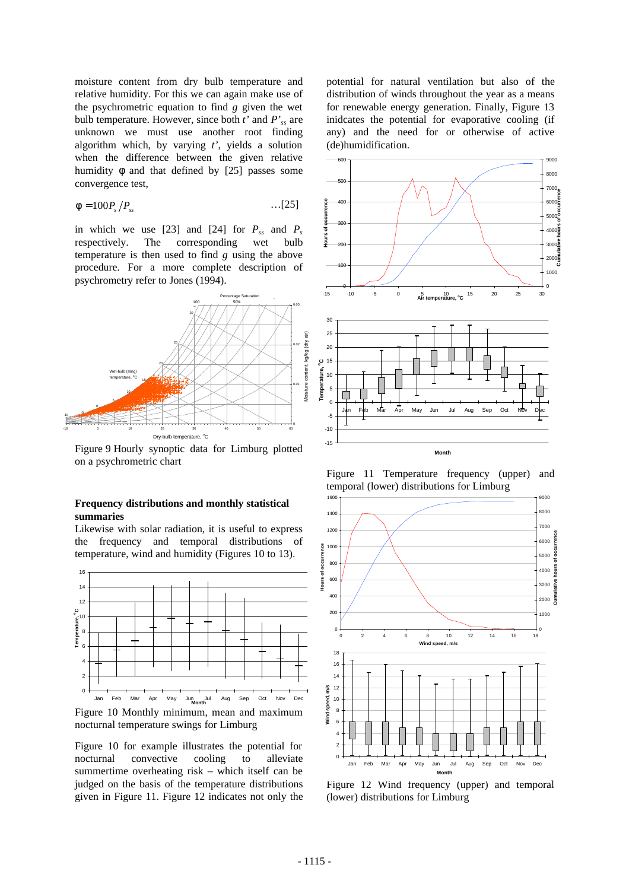moisture content from dry bulb temperature and relative humidity. For this we can again make use of the psychrometric equation to find $g$ given the wet bulb temperature. However, since both $t'$ and $P'_{ss}$ are unknown we must use another root finding algorithm which, by varying $t'$, yields a solution when the difference between the given relative humidity $\phi$ and that defined by [25] passes some convergence test,

$$\phi = 100 P_s / P_{ss} \qquad \ldots[25]$$

in which we use [23] and [24] for $P_{ss}$ and $P_s$ respectively. The corresponding wet bulb temperature is then used to find $g$ using the above procedure. For a more complete description of psychrometry refer to Jones (1994).

Figure 9 Hourly synoptic data for Limburg plotted on a psychrometric chart

### Frequency distributions and monthly statistical summaries

Likewise with solar radiation, it is useful to express the frequency and temporal distributions of temperature, wind and humidity (Figures 10 to 13).

Figure 10 Monthly minimum, mean and maximum nocturnal temperature swings for Limburg

Figure 10 for example illustrates the potential for nocturnal convective cooling to alleviate summertime overheating risk – which itself can be judged on the basis of the temperature distributions given in Figure 11. Figure 12 indicates not only the potential for natural ventilation but also of the distribution of winds throughout the year as a means for renewable energy generation. Finally, Figure 13 inidcates the potential for evaporative cooling (if any) and the need for or otherwise of active (de)humidification.

Figure 11 Temperature frequency (upper) and temporal (lower) distributions for Limburg

Figure 12 Wind frequency (upper) and temporal (lower) distributions for Limburg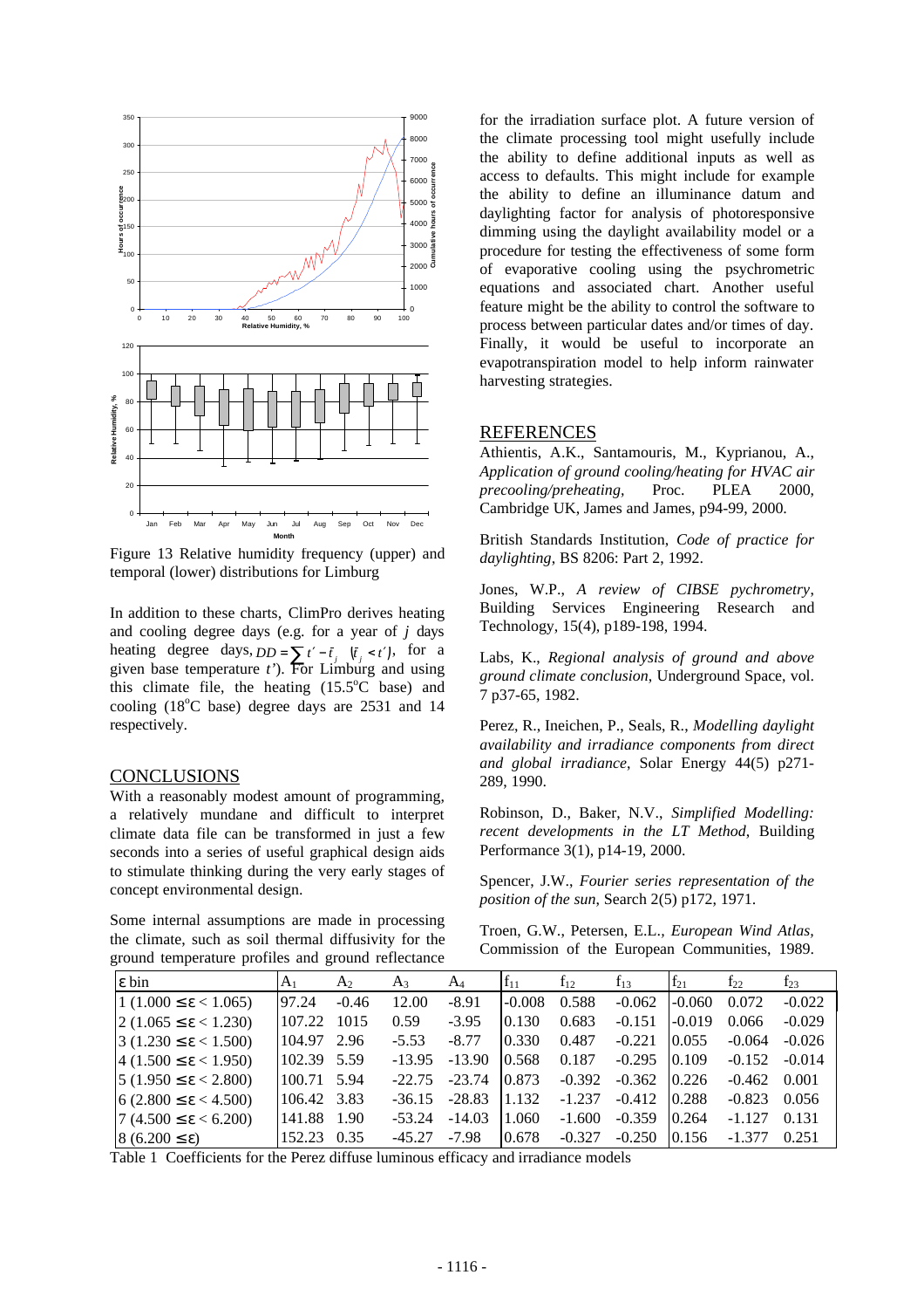350
300
250
200
150
100
50
0
Hours of occurrence
9000
8000
7000
6000
5000
4000
3000
2000
1000
0
Cumulative hours of occurrence
0 10 20 30 40 50 60 70 80 90 100
Relative Humidity, %

120
100
80
60
40
20
0
Relative Humidity, %
Jan Feb Mar Apr May Jun Jul Aug Sep Oct Nov Dec
Month

Figure 13 Relative humidity frequency (upper) and temporal (lower) distributions for Limburg

In addition to these charts, ClimPro derives heating and cooling degree days (e.g. for a year of $j$ days heating degree days, $DD = \sum t' - \bar{t}_j \quad (\bar{t}_j < t')$, for a given base temperature $t'$). For Limburg and using this climate file, the heating (15.5$^o$C base) and cooling (18$^o$C base) degree days are 2531 and 14 respectively.

## CONCLUSIONS

With a reasonably modest amount of programming, a relatively mundane and difficult to interpret climate data file can be transformed in just a few seconds into a series of useful graphical design aids to stimulate thinking during the very early stages of concept environmental design.

Some internal assumptions are made in processing the climate, such as soil thermal diffusivity for the ground temperature profiles and ground reflectance for the irradiation surface plot. A future version of the climate processing tool might usefully include the ability to define additional inputs as well as access to defaults. This might include for example the ability to define an illuminance datum and daylighting factor for analysis of photoresponsive dimming using the daylight availability model or a procedure for testing the effectiveness of some form of evaporative cooling using the psychrometric equations and associated chart. Another useful feature might be the ability to control the software to process between particular dates and/or times of day. Finally, it would be useful to incorporate an evapotranspiration model to help inform rainwater harvesting strategies.

## REFERENCES

Athientis, A.K., Santamouris, M., Kyprianou, A., *Application of ground cooling/heating for HVAC air precooling/preheating*, Proc. PLEA 2000, Cambridge UK, James and James, p94-99, 2000.

British Standards Institution, *Code of practice for daylighting*, BS 8206: Part 2, 1992.

Jones, W.P., *A review of CIBSE pychrometry*, Building Services Engineering Research and Technology, 15(4), p189-198, 1994.

Labs, K., *Regional analysis of ground and above ground climate conclusion*, Underground Space, vol. 7 p37-65, 1982.

Perez, R., Ineichen, P., Seals, R., *Modelling daylight availability and irradiance components from direct and global irradiance*, Solar Energy 44(5) p271-289, 1990.

Robinson, D., Baker, N.V., *Simplified Modelling: recent developments in the LT Method*, Building Performance 3(1), p14-19, 2000.

Spencer, J.W., *Fourier series representation of the position of the sun*, Search 2(5) p172, 1971.

Troen, G.W., Petersen, E.L., *European Wind Atlas*, Commission of the European Communities, 1989.

| ε bin | $A_1$ | $A_2$ | $A_3$ | $A_4$ | $f_{11}$ | $f_{12}$ | $f_{13}$ | $f_{21}$ | $f_{22}$ | $f_{23}$ |
|---|---|---|---|---|---|---|---|---|---|---|
| 1 (1.000 ≤ ε < 1.065) | 97.24 | -0.46 | 12.00 | -8.91 | -0.008 | 0.588 | -0.062 | -0.060 | 0.072 | -0.022 |
| 2 (1.065 ≤ ε < 1.230) | 107.22 | 1015 | 0.59 | -3.95 | 0.130 | 0.683 | -0.151 | -0.019 | 0.066 | -0.029 |
| 3 (1.230 ≤ ε < 1.500) | 104.97 | 2.96 | -5.53 | -8.77 | 0.330 | 0.487 | -0.221 | 0.055 | -0.064 | -0.026 |
| 4 (1.500 ≤ ε < 1.950) | 102.39 | 5.59 | -13.95 | -13.90 | 0.568 | 0.187 | -0.295 | 0.109 | -0.152 | -0.014 |
| 5 (1.950 ≤ ε < 2.800) | 100.71 | 5.94 | -22.75 | -23.74 | 0.873 | -0.392 | -0.362 | 0.226 | -0.462 | 0.001 |
| 6 (2.800 ≤ ε < 4.500) | 106.42 | 3.83 | -36.15 | -28.83 | 1.132 | -1.237 | -0.412 | 0.288 | -0.823 | 0.056 |
| 7 (4.500 ≤ ε < 6.200) | 141.88 | 1.90 | -53.24 | -14.03 | 1.060 | -1.600 | -0.359 | 0.264 | -1.127 | 0.131 |
| 8 (6.200 ≤ ε) | 152.23 | 0.35 | -45.27 | -7.98 | 0.678 | -0.327 | -0.250 | 0.156 | -1.377 | 0.251 |

Table 1 Coefficients for the Perez diffuse luminous efficacy and irradiance models